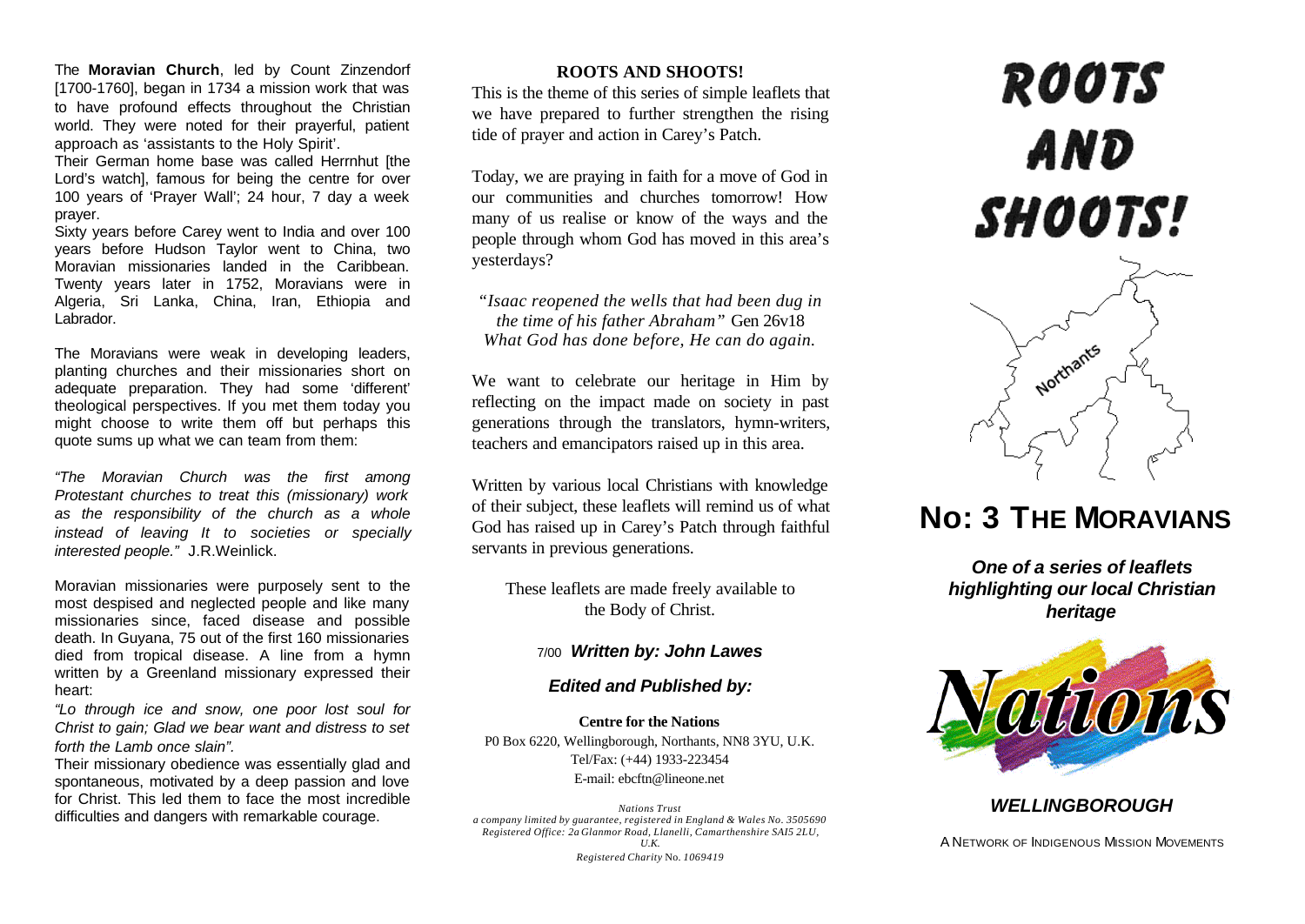The **Moravian Church**, led by Count Zinzendorf [1700-1760], began in 1734 a mission work that was to have profound effects throughout the Christian world. They were noted for their prayerful, patient approach as 'assistants to the Holy Spirit'.

Their German home base was called Herrnhut [the Lord's watch], famous for being the centre for over 100 years of 'Prayer Wall'; 24 hour, 7 day a week prayer.

Sixty years before Carey went to India and over 100 years before Hudson Taylor went to China, two Moravian missionaries landed in the Caribbean. Twenty years later in 1752, Moravians were in Algeria, Sri Lanka, China, Iran, Ethiopia and Labrador.

The Moravians were weak in developing leaders, planting churches and their missionaries short on adequate preparation. They had some 'different' theological perspectives. If you met them today you might choose to write them off but perhaps this quote sums up what we can team from them:

*"The Moravian Church was the first among Protestant churches to treat this (missionary) work as the responsibility of the church as a whole instead of leaving It to societies or specially interested people."* J.R.Weinlick.

Moravian missionaries were purposely sent to the most despised and neglected people and like many missionaries since, faced disease and possible death. In Guyana, 75 out of the first 160 missionaries died from tropical disease. A line from a hymn written by a Greenland missionary expressed their heart:

*"Lo through ice and snow, one poor lost soul for Christ to gain; Glad we bear want and distress to set forth the Lamb once slain".*

Their missionary obedience was essentially glad and spontaneous, motivated by a deep passion and love for Christ. This led them to face the most incredible difficulties and dangers with remarkable courage.

## ROOTS AND SHOOTS!

This is the theme of this series of simple leaflets that we have prepared to further strengthen the rising tide of prayer and action in Carey's Patch.

Today, we are praying in faith for a move of God in our communities and churches tomorrow! How many of us realise or know of the ways and the people through whom God has moved in this area's yesterdays?

*"Isaac reopened the wells that had been dug in the time of his father Abraham"* Gen 26v18
*What God has done before, He can do again.*

We want to celebrate our heritage in Him by reflecting on the impact made on society in past generations through the translators, hymn-writers, teachers and emancipators raised up in this area.

Written by various local Christians with knowledge of their subject, these leaflets will remind us of what God has raised up in Carey's Patch through faithful servants in previous generations.

These leaflets are made freely available to the Body of Christ.

7/00 ***Written by: John Lawes***

***Edited and Published by:***

**Centre for the Nations**
P0 Box 6220, Wellingborough, Northants, NN8 3YU, U.K.
Tel/Fax: (+44) 1933-223454
E-mail: ebcftn@lineone.net

*Nations Trust*
*a company limited by guarantee, registered in England & Wales No. 3505690*
*Registered Office: 2a Glanmor Road, Llanelli, Camarthenshire SAI5 2LU, U.K.*
*Registered Charity* No. *1069419*

# ROOTS AND SHOOTS!

Northants

# No: 3 THE MORAVIANS

***One of a series of leaflets highlighting our local Christian heritage***

Nations

***WELLINGBOROUGH***

A NETWORK OF INDIGENOUS MISSION MOVEMENTS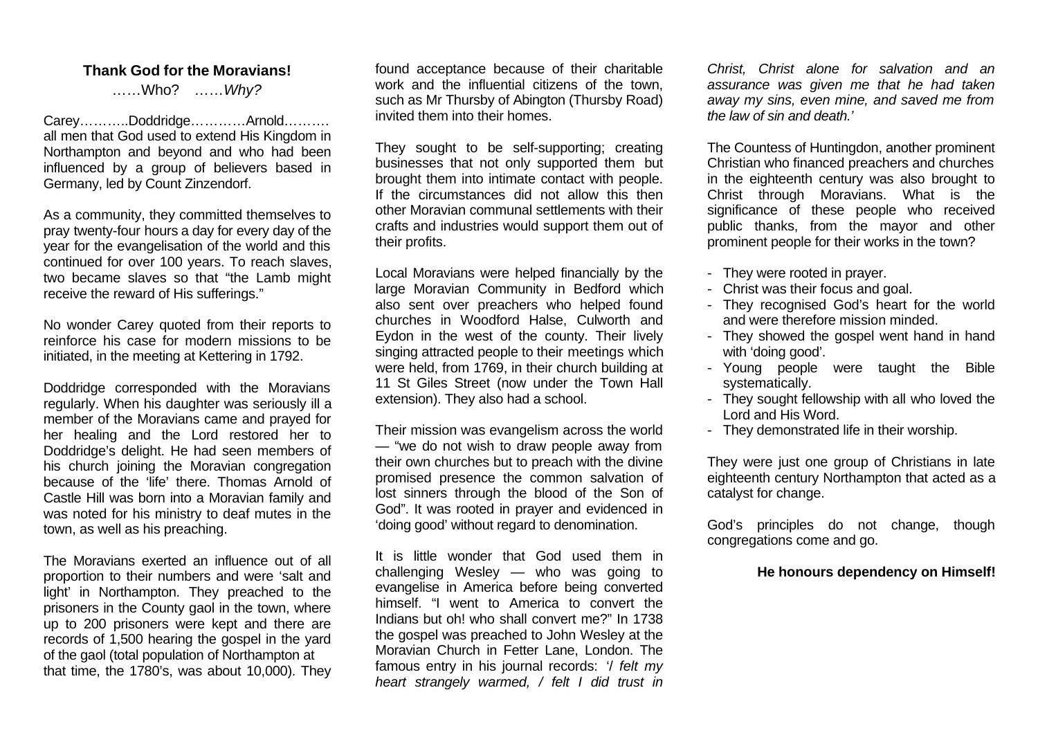**Thank God for the Moravians!**

……Who? ……*Why?*

Carey………..Doddridge…………Arnold………. all men that God used to extend His Kingdom in Northampton and beyond and who had been influenced by a group of believers based in Germany, led by Count Zinzendorf.

As a community, they committed themselves to pray twenty-four hours a day for every day of the year for the evangelisation of the world and this continued for over 100 years. To reach slaves, two became slaves so that "the Lamb might receive the reward of His sufferings."

No wonder Carey quoted from their reports to reinforce his case for modern missions to be initiated, in the meeting at Kettering in 1792.

Doddridge corresponded with the Moravians regularly. When his daughter was seriously ill a member of the Moravians came and prayed for her healing and the Lord restored her to Doddridge's delight. He had seen members of his church joining the Moravian congregation because of the 'life' there. Thomas Arnold of Castle Hill was born into a Moravian family and was noted for his ministry to deaf mutes in the town, as well as his preaching.

The Moravians exerted an influence out of all proportion to their numbers and were 'salt and light' in Northampton. They preached to the prisoners in the County gaol in the town, where up to 200 prisoners were kept and there are records of 1,500 hearing the gospel in the yard of the gaol (total population of Northampton at that time, the 1780's, was about 10,000). They found acceptance because of their charitable work and the influential citizens of the town, such as Mr Thursby of Abington (Thursby Road) invited them into their homes.

They sought to be self-supporting; creating businesses that not only supported them but brought them into intimate contact with people. If the circumstances did not allow this then other Moravian communal settlements with their crafts and industries would support them out of their profits.

Local Moravians were helped financially by the large Moravian Community in Bedford which also sent over preachers who helped found churches in Woodford Halse, Culworth and Eydon in the west of the county. Their lively singing attracted people to their meetings which were held, from 1769, in their church building at 11 St Giles Street (now under the Town Hall extension). They also had a school.

Their mission was evangelism across the world — "we do not wish to draw people away from their own churches but to preach with the divine promised presence the common salvation of lost sinners through the blood of the Son of God". It was rooted in prayer and evidenced in 'doing good' without regard to denomination.

It is little wonder that God used them in challenging Wesley — who was going to evangelise in America before being converted himself. "I went to America to convert the Indians but oh! who shall convert me?" In 1738 the gospel was preached to John Wesley at the Moravian Church in Fetter Lane, London. The famous entry in his journal records: '*I felt my heart strangely warmed, I felt I did trust in Christ, Christ alone for salvation and an assurance was given me that he had taken away my sins, even mine, and saved me from the law of sin and death.'*

The Countess of Huntingdon, another prominent Christian who financed preachers and churches in the eighteenth century was also brought to Christ through Moravians. What is the significance of these people who received public thanks, from the mayor and other prominent people for their works in the town?

- They were rooted in prayer.
- Christ was their focus and goal.
- They recognised God's heart for the world and were therefore mission minded.
- They showed the gospel went hand in hand with 'doing good'.
- Young people were taught the Bible systematically.
- They sought fellowship with all who loved the Lord and His Word.
- They demonstrated life in their worship.

They were just one group of Christians in late eighteenth century Northampton that acted as a catalyst for change.

God's principles do not change, though congregations come and go.

**He honours dependency on Himself!**